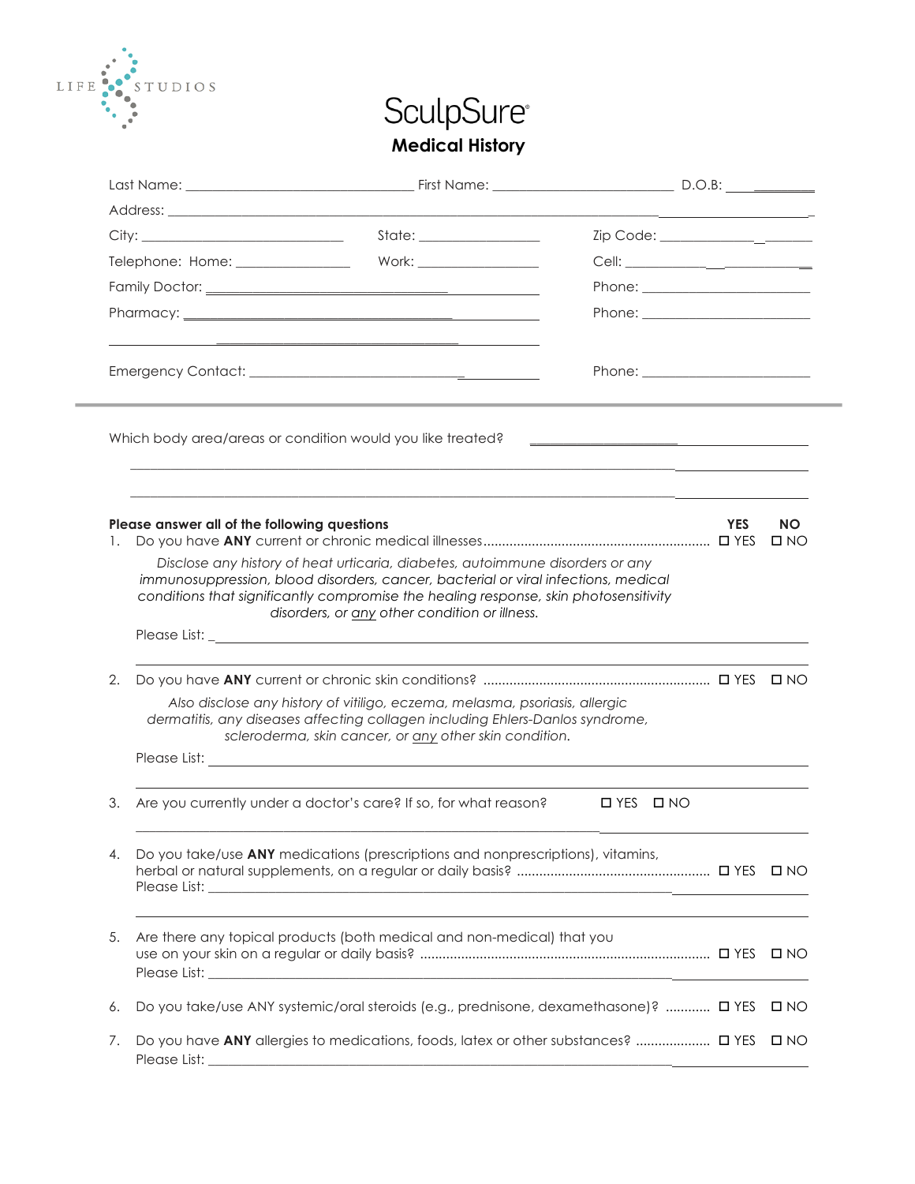LIFE STUDIOS

# SculpSure®

## Medical History

Last Name: ______________________________ First Name: __________________________ D.O.B: ____________

Address: ______________________________________________________________________________________

City: ____________________________ State: __________________ Zip Code: _____________________

Telephone: Home: ________________ Work: __________________ Cell: _________________________

Family Doctor: __________________________________________ Phone: _________________________

Pharmacy: ______________________________________________ Phone: _________________________

________________________________________________________

Emergency Contact: ______________________________________ Phone: _________________________

---

Which body area/areas or condition would you like treated? ________________________________________

__________________________________________________________________________________________

__________________________________________________________________________________________

**Please answer all of the following questions** **YES** **NO**

1. Do you have **ANY** current or chronic medical illnesses ............................................................ ☐ YES ☐ NO

   *Disclose any history of heat urticaria, diabetes, autoimmune disorders or any immunosuppression, blood disorders, cancer, bacterial or viral infections, medical conditions that significantly compromise the healing response, skin photosensitivity disorders, or any other condition or illness.*

   Please List: _____________________________________________________________________________

   __________________________________________________________________________________________

2. Do you have **ANY** current or chronic skin conditions? ............................................................ ☐ YES ☐ NO

   *Also disclose any history of vitiligo, eczema, melasma, psoriasis, allergic dermatitis, any diseases affecting collagen including Ehlers-Danlos syndrome, scleroderma, skin cancer, or any other skin condition.*

   Please List: _____________________________________________________________________________

   __________________________________________________________________________________________

3. Are you currently under a doctor's care? If so, for what reason? ☐ YES ☐ NO

   __________________________________________________________________________________________

4. Do you take/use **ANY** medications (prescriptions and nonprescriptions), vitamins, herbal or natural supplements, on a regular or daily basis? .................................................... ☐ YES ☐ NO

   Please List: _____________________________________________________________________________

   __________________________________________________________________________________________

5. Are there any topical products (both medical and non-medical) that you use on your skin on a regular or daily basis? ............................................................................ ☐ YES ☐ NO

   Please List: _____________________________________________________________________________

6. Do you take/use ANY systemic/oral steroids (e.g., prednisone, dexamethasone)? ............ ☐ YES ☐ NO

7. Do you have **ANY** allergies to medications, foods, latex or other substances? .................... ☐ YES ☐ NO

   Please List: _____________________________________________________________________________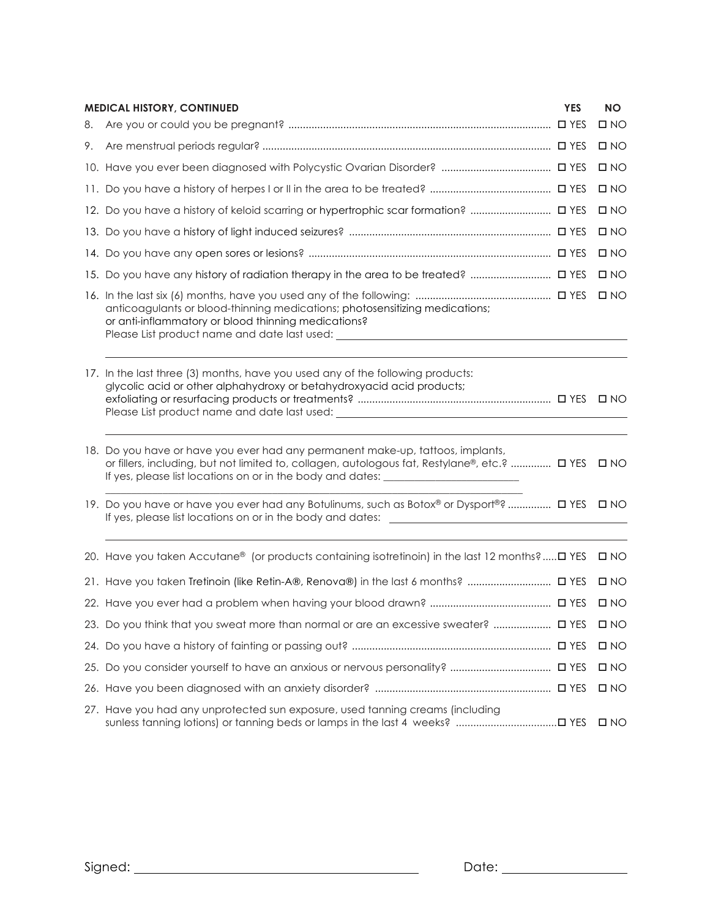**MEDICAL HISTORY, CONTINUED** — **YES** / **NO**

8. Are you or could you be pregnant? ☐ YES ☐ NO
9. Are menstrual periods regular? ☐ YES ☐ NO
10. Have you ever been diagnosed with Polycystic Ovarian Disorder? ☐ YES ☐ NO
11. Do you have a history of herpes I or II in the area to be treated? ☐ YES ☐ NO
12. Do you have a history of keloid scarring or hypertrophic scar formation? ☐ YES ☐ NO
13. Do you have a history of light induced seizures? ☐ YES ☐ NO
14. Do you have any open sores or lesions? ☐ YES ☐ NO
15. Do you have any history of radiation therapy in the area to be treated? ☐ YES ☐ NO
16. In the last six (6) months, have you used any of the following: ☐ YES ☐ NO
    anticoagulants or blood-thinning medications; photosensitizing medications;
    or anti-inflammatory or blood thinning medications?
    Please List product name and date last used: ______________________________
    ______________________________
17. In the last three (3) months, have you used any of the following products:
    glycolic acid or other alphahydroxy or betahydroxyacid acid products;
    exfoliating or resurfacing products or treatments? ☐ YES ☐ NO
    Please List product name and date last used: ______________________________
    ______________________________
18. Do you have or have you ever had any permanent make-up, tattoos, implants,
    or fillers, including, but not limited to, collagen, autologous fat, Restylane®, etc.? ☐ YES ☐ NO
    If yes, please list locations on or in the body and dates: ______________________________
    ______________________________
19. Do you have or have you ever had any Botulinums, such as Botox® or Dysport®? ☐ YES ☐ NO
    If yes, please list locations on or in the body and dates: ______________________________
    ______________________________
20. Have you taken Accutane® (or products containing isotretinoin) in the last 12 months? ☐ YES ☐ NO
21. Have you taken Tretinoin (like Retin-A®, Renova®) in the last 6 months? ☐ YES ☐ NO
22. Have you ever had a problem when having your blood drawn? ☐ YES ☐ NO
23. Do you think that you sweat more than normal or are an excessive sweater? ☐ YES ☐ NO
24. Do you have a history of fainting or passing out? ☐ YES ☐ NO
25. Do you consider yourself to have an anxious or nervous personality? ☐ YES ☐ NO
26. Have you been diagnosed with an anxiety disorder? ☐ YES ☐ NO
27. Have you had any unprotected sun exposure, used tanning creams (including
    sunless tanning lotions) or tanning beds or lamps in the last 4 weeks? ☐ YES ☐ NO

Signed: ______________________________ Date: ____________________